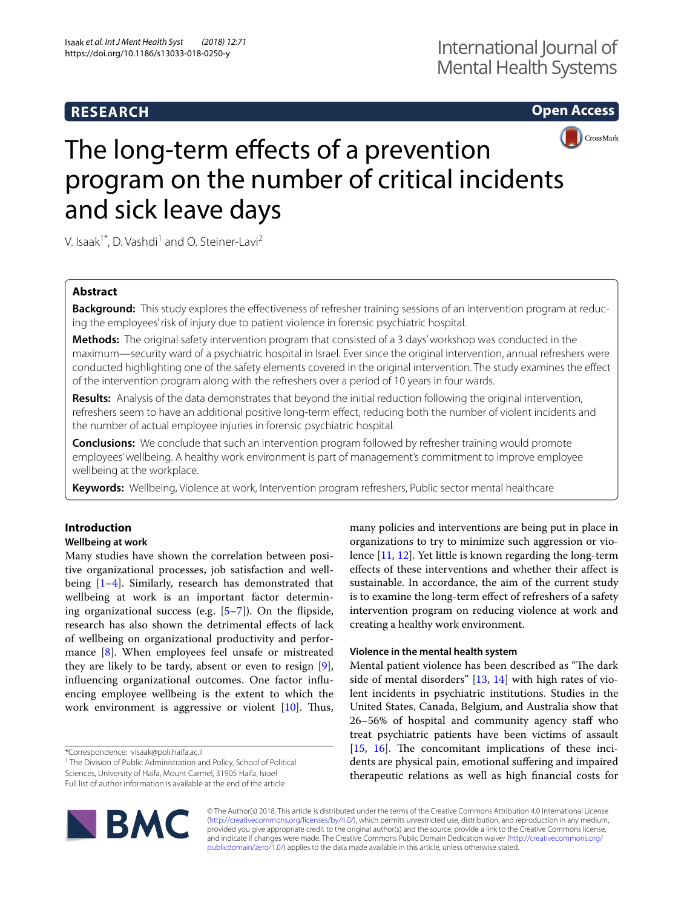**RESEARCH** **Open Access**

# The long-term effects of a prevention program on the number of critical incidents and sick leave days

V. Isaak[1*], D. Vashdi[1] and O. Steiner-Lavi[2]

## Abstract

**Background:** This study explores the effectiveness of refresher training sessions of an intervention program at reducing the employees' risk of injury due to patient violence in forensic psychiatric hospital.

**Methods:** The original safety intervention program that consisted of a 3 days' workshop was conducted in the maximum—security ward of a psychiatric hospital in Israel. Ever since the original intervention, annual refreshers were conducted highlighting one of the safety elements covered in the original intervention. The study examines the effect of the intervention program along with the refreshers over a period of 10 years in four wards.

**Results:** Analysis of the data demonstrates that beyond the initial reduction following the original intervention, refreshers seem to have an additional positive long-term effect, reducing both the number of violent incidents and the number of actual employee injuries in forensic psychiatric hospital.

**Conclusions:** We conclude that such an intervention program followed by refresher training would promote employees' wellbeing. A healthy work environment is part of management's commitment to improve employee wellbeing at the workplace.

**Keywords:** Wellbeing, Violence at work, Intervention program refreshers, Public sector mental healthcare

## Introduction

### Wellbeing at work

Many studies have shown the correlation between positive organizational processes, job satisfaction and wellbeing [1–4]. Similarly, research has demonstrated that wellbeing at work is an important factor determining organizational success (e.g. [5–7]). On the flipside, research has also shown the detrimental effects of lack of wellbeing on organizational productivity and performance [8]. When employees feel unsafe or mistreated they are likely to be tardy, absent or even to resign [9], influencing organizational outcomes. One factor influencing employee wellbeing is the extent to which the work environment is aggressive or violent [10]. Thus, many policies and interventions are being put in place in organizations to try to minimize such aggression or violence [11, 12]. Yet little is known regarding the long-term effects of these interventions and whether their affect is sustainable. In accordance, the aim of the current study is to examine the long-term effect of refreshers of a safety intervention program on reducing violence at work and creating a healthy work environment.

### Violence in the mental health system

Mental patient violence has been described as "The dark side of mental disorders" [13, 14] with high rates of violent incidents in psychiatric institutions. Studies in the United States, Canada, Belgium, and Australia show that 26–56% of hospital and community agency staff who treat psychiatric patients have been victims of assault [15, 16]. The concomitant implications of these incidents are physical pain, emotional suffering and impaired therapeutic relations as well as high financial costs for

*Correspondence: visaak@poli.haifa.ac.il
[1] The Division of Public Administration and Policy, School of Political Sciences, University of Haifa, Mount Carmel, 31905 Haifa, Israel
Full list of author information is available at the end of the article

© The Author(s) 2018. This article is distributed under the terms of the Creative Commons Attribution 4.0 International License (http://creativecommons.org/licenses/by/4.0/), which permits unrestricted use, distribution, and reproduction in any medium, provided you give appropriate credit to the original author(s) and the source, provide a link to the Creative Commons license, and indicate if changes were made. The Creative Commons Public Domain Dedication waiver (http://creativecommons.org/publicdomain/zero/1.0/) applies to the data made available in this article, unless otherwise stated.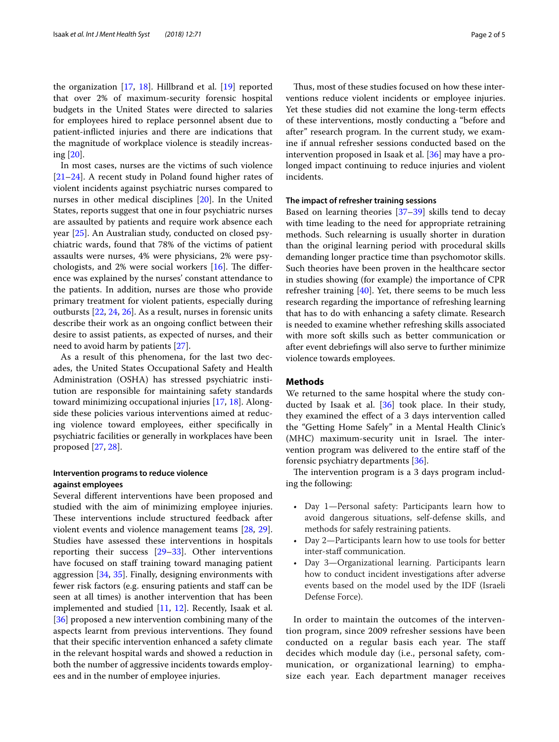the organization [17, 18]. Hillbrand et al. [19] reported that over 2% of maximum-security forensic hospital budgets in the United States were directed to salaries for employees hired to replace personnel absent due to patient-inflicted injuries and there are indications that the magnitude of workplace violence is steadily increasing [20].

In most cases, nurses are the victims of such violence [21–24]. A recent study in Poland found higher rates of violent incidents against psychiatric nurses compared to nurses in other medical disciplines [20]. In the United States, reports suggest that one in four psychiatric nurses are assaulted by patients and require work absence each year [25]. An Australian study, conducted on closed psychiatric wards, found that 78% of the victims of patient assaults were nurses, 4% were physicians, 2% were psychologists, and 2% were social workers [16]. The difference was explained by the nurses' constant attendance to the patients. In addition, nurses are those who provide primary treatment for violent patients, especially during outbursts [22, 24, 26]. As a result, nurses in forensic units describe their work as an ongoing conflict between their desire to assist patients, as expected of nurses, and their need to avoid harm by patients [27].

As a result of this phenomena, for the last two decades, the United States Occupational Safety and Health Administration (OSHA) has stressed psychiatric institution are responsible for maintaining safety standards toward minimizing occupational injuries [17, 18]. Alongside these policies various interventions aimed at reducing violence toward employees, either specifically in psychiatric facilities or generally in workplaces have been proposed [27, 28].

#### Intervention programs to reduce violence against employees

Several different interventions have been proposed and studied with the aim of minimizing employee injuries. These interventions include structured feedback after violent events and violence management teams [28, 29]. Studies have assessed these interventions in hospitals reporting their success [29–33]. Other interventions have focused on staff training toward managing patient aggression [34, 35]. Finally, designing environments with fewer risk factors (e.g. ensuring patients and staff can be seen at all times) is another intervention that has been implemented and studied [11, 12]. Recently, Isaak et al. [36] proposed a new intervention combining many of the aspects learnt from previous interventions. They found that their specific intervention enhanced a safety climate in the relevant hospital wards and showed a reduction in both the number of aggressive incidents towards employees and in the number of employee injuries.

Thus, most of these studies focused on how these interventions reduce violent incidents or employee injuries. Yet these studies did not examine the long-term effects of these interventions, mostly conducting a "before and after" research program. In the current study, we examine if annual refresher sessions conducted based on the intervention proposed in Isaak et al. [36] may have a prolonged impact continuing to reduce injuries and violent incidents.

#### The impact of refresher training sessions

Based on learning theories [37–39] skills tend to decay with time leading to the need for appropriate retraining methods. Such relearning is usually shorter in duration than the original learning period with procedural skills demanding longer practice time than psychomotor skills. Such theories have been proven in the healthcare sector in studies showing (for example) the importance of CPR refresher training [40]. Yet, there seems to be much less research regarding the importance of refreshing learning that has to do with enhancing a safety climate. Research is needed to examine whether refreshing skills associated with more soft skills such as better communication or after event debriefings will also serve to further minimize violence towards employees.

## Methods

We returned to the same hospital where the study conducted by Isaak et al. [36] took place. In their study, they examined the effect of a 3 days intervention called the "Getting Home Safely" in a Mental Health Clinic's (MHC) maximum-security unit in Israel. The intervention program was delivered to the entire staff of the forensic psychiatry departments [36].

The intervention program is a 3 days program including the following:

- Day 1—Personal safety: Participants learn how to avoid dangerous situations, self-defense skills, and methods for safely restraining patients.
- Day 2—Participants learn how to use tools for better inter-staff communication.
- Day 3—Organizational learning. Participants learn how to conduct incident investigations after adverse events based on the model used by the IDF (Israeli Defense Force).

In order to maintain the outcomes of the intervention program, since 2009 refresher sessions have been conducted on a regular basis each year. The staff decides which module day (i.e., personal safety, communication, or organizational learning) to emphasize each year. Each department manager receives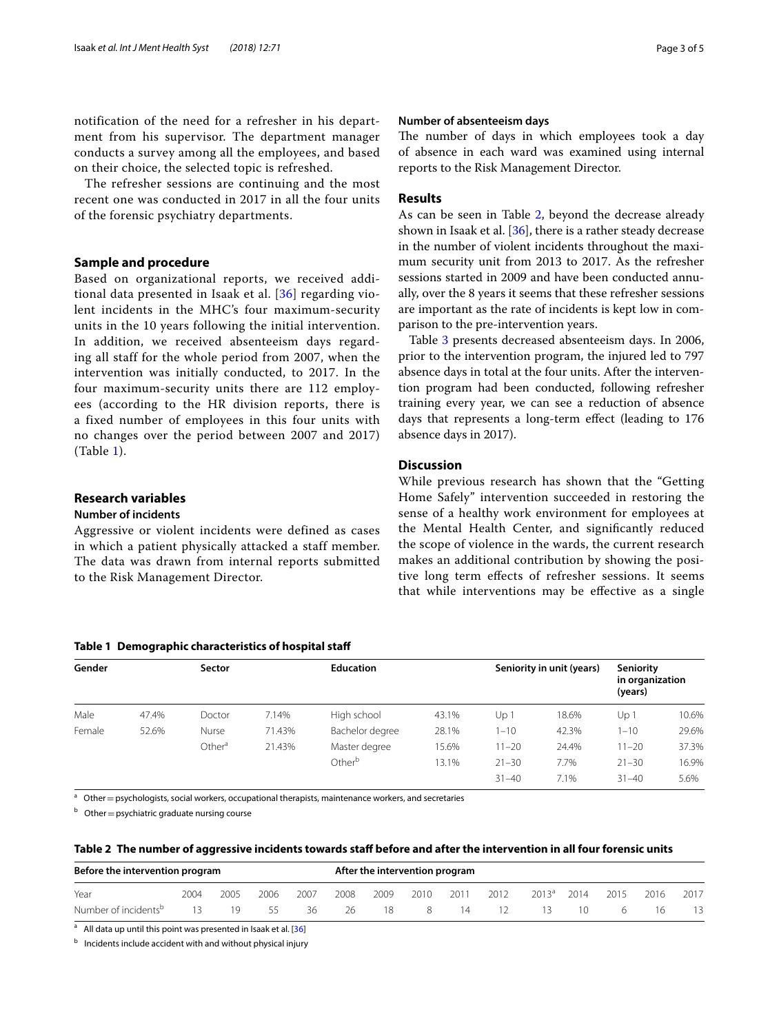notification of the need for a refresher in his department from his supervisor. The department manager conducts a survey among all the employees, and based on their choice, the selected topic is refreshed.

The refresher sessions are continuing and the most recent one was conducted in 2017 in all the four units of the forensic psychiatry departments.

### Sample and procedure

Based on organizational reports, we received additional data presented in Isaak et al. [36] regarding violent incidents in the MHC's four maximum-security units in the 10 years following the initial intervention. In addition, we received absenteeism days regarding all staff for the whole period from 2007, when the intervention was initially conducted, to 2017. In the four maximum-security units there are 112 employees (according to the HR division reports, there is a fixed number of employees in this four units with no changes over the period between 2007 and 2017) (Table 1).

### Research variables

#### Number of incidents

Aggressive or violent incidents were defined as cases in which a patient physically attacked a staff member. The data was drawn from internal reports submitted to the Risk Management Director.

#### Number of absenteeism days

The number of days in which employees took a day of absence in each ward was examined using internal reports to the Risk Management Director.

### Results

As can be seen in Table 2, beyond the decrease already shown in Isaak et al. [36], there is a rather steady decrease in the number of violent incidents throughout the maximum security unit from 2013 to 2017. As the refresher sessions started in 2009 and have been conducted annually, over the 8 years it seems that these refresher sessions are important as the rate of incidents is kept low in comparison to the pre-intervention years.

Table 3 presents decreased absenteeism days. In 2006, prior to the intervention program, the injured led to 797 absence days in total at the four units. After the intervention program had been conducted, following refresher training every year, we can see a reduction of absence days that represents a long-term effect (leading to 176 absence days in 2017).

### Discussion

While previous research has shown that the "Getting Home Safely" intervention succeeded in restoring the sense of a healthy work environment for employees at the Mental Health Center, and significantly reduced the scope of violence in the wards, the current research makes an additional contribution by showing the positive long term effects of refresher sessions. It seems that while interventions may be effective as a single

**Table 1 Demographic characteristics of hospital staff**

| Gender | | Sector | | Education | | Seniority in unit (years) | | Seniority in organization (years) | |
|---|---|---|---|---|---|---|---|---|---|
| Male | 47.4% | Doctor | 7.14% | High school | 43.1% | Up 1 | 18.6% | Up 1 | 10.6% |
| Female | 52.6% | Nurse | 71.43% | Bachelor degree | 28.1% | 1–10 | 42.3% | 1–10 | 29.6% |
| | | Other[a] | 21.43% | Master degree | 15.6% | 11–20 | 24.4% | 11–20 | 37.3% |
| | | | | Other[b] | 13.1% | 21–30 | 7.7% | 21–30 | 16.9% |
| | | | | | | 31–40 | 7.1% | 31–40 | 5.6% |

[a] Other = psychologists, social workers, occupational therapists, maintenance workers, and secretaries

[b] Other = psychiatric graduate nursing course

**Table 2 The number of aggressive incidents towards staff before and after the intervention in all four forensic units**

| Before the intervention program | | | | | After the intervention program | | | | | | | | | |
|---|---|---|---|---|---|---|---|---|---|---|---|---|---|---|
| Year | 2004 | 2005 | 2006 | 2007 | 2008 | 2009 | 2010 | 2011 | 2012 | 2013[a] | 2014 | 2015 | 2016 | 2017 |
| Number of incidents[b] | 13 | 19 | 55 | 36 | 26 | 18 | 8 | 14 | 12 | 13 | 10 | 6 | 16 | 13 |

[a] All data up until this point was presented in Isaak et al. [36]

[b] Incidents include accident with and without physical injury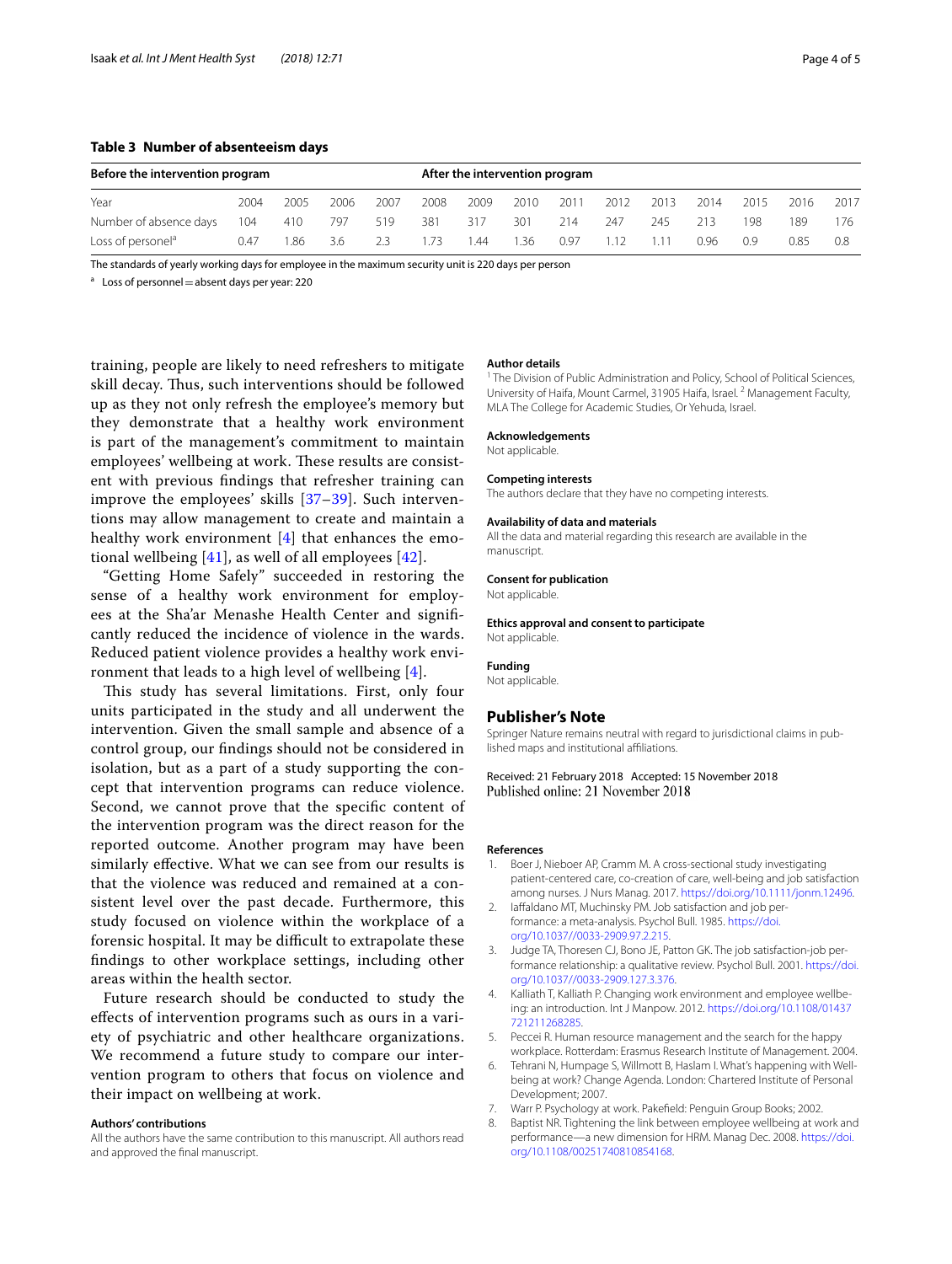**Table 3 Number of absenteeism days**

| Before the intervention program | | | | | After the intervention program | | | | | | | | | |
|---|---|---|---|---|---|---|---|---|---|---|---|---|---|---|
| Year | 2004 | 2005 | 2006 | 2007 | 2008 | 2009 | 2010 | 2011 | 2012 | 2013 | 2014 | 2015 | 2016 | 2017 |
| Number of absence days | 104 | 410 | 797 | 519 | 381 | 317 | 301 | 214 | 247 | 245 | 213 | 198 | 189 | 176 |
| Loss of personel[a] | 0.47 | 1.86 | 3.6 | 2.3 | 1.73 | 1.44 | 1.36 | 0.97 | 1.12 | 1.11 | 0.96 | 0.9 | 0.85 | 0.8 |

The standards of yearly working days for employee in the maximum security unit is 220 days per person

[a] Loss of personnel = absent days per year: 220

training, people are likely to need refreshers to mitigate skill decay. Thus, such interventions should be followed up as they not only refresh the employee's memory but they demonstrate that a healthy work environment is part of the management's commitment to maintain employees' wellbeing at work. These results are consistent with previous findings that refresher training can improve the employees' skills [37–39]. Such interventions may allow management to create and maintain a healthy work environment [4] that enhances the emotional wellbeing [41], as well of all employees [42].

"Getting Home Safely" succeeded in restoring the sense of a healthy work environment for employees at the Sha'ar Menashe Health Center and significantly reduced the incidence of violence in the wards. Reduced patient violence provides a healthy work environment that leads to a high level of wellbeing [4].

This study has several limitations. First, only four units participated in the study and all underwent the intervention. Given the small sample and absence of a control group, our findings should not be considered in isolation, but as a part of a study supporting the concept that intervention programs can reduce violence. Second, we cannot prove that the specific content of the intervention program was the direct reason for the reported outcome. Another program may have been similarly effective. What we can see from our results is that the violence was reduced and remained at a consistent level over the past decade. Furthermore, this study focused on violence within the workplace of a forensic hospital. It may be difficult to extrapolate these findings to other workplace settings, including other areas within the health sector.

Future research should be conducted to study the effects of intervention programs such as ours in a variety of psychiatric and other healthcare organizations. We recommend a future study to compare our intervention program to others that focus on violence and their impact on wellbeing at work.

#### Authors' contributions

All the authors have the same contribution to this manuscript. All authors read and approved the final manuscript.

#### Author details

[1] The Division of Public Administration and Policy, School of Political Sciences, University of Haifa, Mount Carmel, 31905 Haifa, Israel. [2] Management Faculty, MLA The College for Academic Studies, Or Yehuda, Israel.

#### Acknowledgements

Not applicable.

#### Competing interests

The authors declare that they have no competing interests.

#### Availability of data and materials

All the data and material regarding this research are available in the manuscript.

#### Consent for publication

Not applicable.

#### Ethics approval and consent to participate

Not applicable.

#### Funding

Not applicable.

### Publisher's Note

Springer Nature remains neutral with regard to jurisdictional claims in published maps and institutional affiliations.

Received: 21 February 2018 Accepted: 15 November 2018
Published online: 21 November 2018

#### References

1. Boer J, Nieboer AP, Cramm M. A cross-sectional study investigating patient-centered care, co-creation of care, well-being and job satisfaction among nurses. J Nurs Manag. 2017. https://doi.org/10.1111/jonm.12496.
2. Iaffaldano MT, Muchinsky PM. Job satisfaction and job performance: a meta-analysis. Psychol Bull. 1985. https://doi.org/10.1037//0033-2909.97.2.215.
3. Judge TA, Thoresen CJ, Bono JE, Patton GK. The job satisfaction-job performance relationship: a qualitative review. Psychol Bull. 2001. https://doi.org/10.1037//0033-2909.127.3.376.
4. Kalliath T, Kalliath P. Changing work environment and employee wellbeing: an introduction. Int J Manpow. 2012. https://doi.org/10.1108/01437721211268285.
5. Peccei R. Human resource management and the search for the happy workplace. Rotterdam: Erasmus Research Institute of Management. 2004.
6. Tehrani N, Humpage S, Willmott B, Haslam I. What's happening with Well-being at work? Change Agenda. London: Chartered Institute of Personal Development; 2007.
7. Warr P. Psychology at work. Pakefield: Penguin Group Books; 2002.
8. Baptist NR. Tightening the link between employee wellbeing at work and performance—a new dimension for HRM. Manag Dec. 2008. https://doi.org/10.1108/00251740810854168.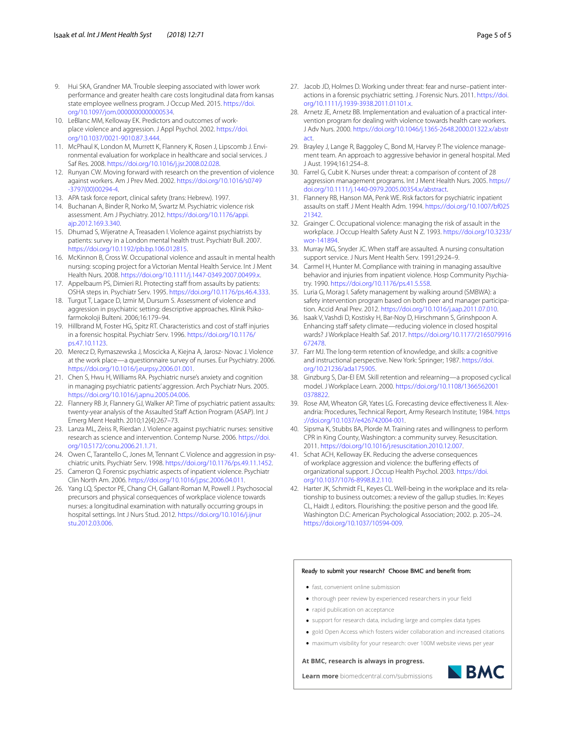9. Hui SKA, Grandner MA. Trouble sleeping associated with lower work performance and greater health care costs longitudinal data from kansas state employee wellness program. J Occup Med. 2015. https://doi.org/10.1097/jom.0000000000000534.
10. LeBlanc MM, Kelloway EK. Predictors and outcomes of workplace violence and aggression. J Appl Psychol. 2002. https://doi.org/10.1037/0021-9010.87.3.444.
11. McPhaul K, London M, Murrett K, Flannery K, Rosen J, Lipscomb J. Environmental evaluation for workplace in healthcare and social services. J Saf Res. 2008. https://doi.org/10.1016/j.jsr.2008.02.028.
12. Runyan CW. Moving forward with research on the prevention of violence against workers. Am J Prev Med. 2002. https://doi.org/10.1016/s0749-3797(00)00294-4.
13. APA task force report, clinical safety (trans: Hebrew). 1997.
14. Buchanan A, Binder R, Norko M, Swartz M. Psychiatric violence risk assessment. Am J Psychiatry. 2012. https://doi.org/10.1176/appi.ajp.2012.169.3.340.
15. Dhumad S, Wijeratne A, Treasaden I. Violence against psychiatrists by patients: survey in a London mental health trust. Psychiatr Bull. 2007. https://doi.org/10.1192/pb.bp.106.012815.
16. McKinnon B, Cross W. Occupational violence and assault in mental health nursing: scoping project for a Victorian Mental Health Service. Int J Ment Health Nurs. 2008. https://doi.org/10.1111/j.1447-0349.2007.00499.x.
17. Appelbaum PS, Dimieri RJ. Protecting staff from assaults by patients: OSHA steps in. Psychiatr Serv. 1995. https://doi.org/10.1176/ps.46.4.333.
18. Turgut T, Lagace D, Izmir M, Dursum S. Assessment of violence and aggression in psychiatric setting: descriptive approaches. Klinik Psikofarmokoloji Bulteni. 2006;16:179–94.
19. Hillbrand M, Foster HG, Spitz RT. Characteristics and cost of staff injuries in a forensic hospital. Psychiatr Serv. 1996. https://doi.org/10.1176/ps.47.10.1123.
20. Merecz D, Rymaszewska J, Moscicka A, Kiejna A, Jarosz- Novac J. Violence at the work place—a questionnaire survey of nurses. Eur Psychiatry. 2006. https://doi.org/10.1016/j.eurpsy.2006.01.001.
21. Chen S, Hwu H, Williams RA. Psychiatric nurse's anxiety and cognition in managing psychiatric patients' aggression. Arch Psychiatr Nurs. 2005. https://doi.org/10.1016/j.apnu.2005.04.006.
22. Flannery RB Jr, Flannery GJ, Walker AP. Time of psychiatric patient assaults: twenty-year analysis of the Assaulted Staff Action Program (ASAP). Int J Emerg Ment Health. 2010;12(4):267–73.
23. Lanza ML, Zeiss R, Rierdan J. Violence against psychiatric nurses: sensitive research as science and intervention. Contemp Nurse. 2006. https://doi.org/10.5172/conu.2006.21.1.71.
24. Owen C, Tarantello C, Jones M, Tennant C. Violence and aggression in psychiatric units. Psychiatr Serv. 1998. https://doi.org/10.1176/ps.49.11.1452.
25. Cameron Q. Forensic psychiatric aspects of inpatient violence. Psychiatr Clin North Am. 2006. https://doi.org/10.1016/j.psc.2006.04.011.
26. Yang LQ, Spector PE, Chang CH, Gallant-Roman M, Powell J. Psychosocial precursors and physical consequences of workplace violence towards nurses: a longitudinal examination with naturally occurring groups in hospital settings. Int J Nurs Stud. 2012. https://doi.org/10.1016/j.ijnurstu.2012.03.006.
27. Jacob JD, Holmes D. Working under threat: fear and nurse–patient interactions in a forensic psychiatric setting. J Forensic Nurs. 2011. https://doi.org/10.1111/j.1939-3938.2011.01101.x.
28. Arnetz JE, Arnetz BB. Implementation and evaluation of a practical intervention program for dealing with violence towards health care workers. J Adv Nurs. 2000. https://doi.org/10.1046/j.1365-2648.2000.01322.x/abstract.
29. Brayley J, Lange R, Baggoley C, Bond M, Harvey P. The violence management team. An approach to aggressive behavior in general hospital. Med J Aust. 1994;161:254–8.
30. Farrel G, Cubit K. Nurses under threat: a comparison of content of 28 aggression management programs. Int J Ment Health Nurs. 2005. https://doi.org/10.1111/j.1440-0979.2005.00354.x/abstract.
31. Flannery RB, Hanson MA, Penk WE. Risk factors for psychiatric inpatient assaults on staff. J Ment Health Adm. 1994. https://doi.org/10.1007/bf02521342.
32. Grainger C. Occupational violence: managing the risk of assault in the workplace. J Occup Health Safety Aust N Z. 1993. https://doi.org/10.3233/wor-141894.
33. Murray MG, Snyder JC. When staff are assaulted. A nursing consultation support service. J Nurs Ment Health Serv. 1991;29:24–9.
34. Carmel H, Hunter M. Compliance with training in managing assaultive behavior and injuries from inpatient violence. Hosp Community Psychiatry. 1990. https://doi.org/10.1176/ps.41.5.558.
35. Luria G, Morag I. Safety management by walking around (SMBWA): a safety intervention program based on both peer and manager participation. Accid Anal Prev. 2012. https://doi.org/10.1016/j.aap.2011.07.010.
36. Isaak V, Vashdi D, Kostisky H, Bar-Noy D, Hirschmann S, Grinshpoon A. Enhancing staff safety climate—reducing violence in closed hospital wards? J Workplace Health Saf. 2017. https://doi.org/10.1177/2165079916672478.
37. Farr MJ. The long-term retention of knowledge, and skills: a cognitive and instructional perspective. New York: Springer; 1987. https://doi.org/10.21236/ada175905.
38. Ginzburg S, Dar-El EM. Skill retention and relearning—a proposed cyclical model. J Workplace Learn. 2000. https://doi.org/10.1108/13665620010378822.
39. Rose AM, Wheaton GR, Yates LG. Forecasting device effectiveness II. Alexandria: Procedures, Technical Report, Army Research Institute; 1984. https://doi.org/10.1037/e426742004-001.
40. Sipsma K, Stubbs BA, Plorde M. Training rates and willingness to perform CPR in King County, Washington: a community survey. Resuscitation. 2011. https://doi.org/10.1016/j.resuscitation.2010.12.007.
41. Schat ACH, Kelloway EK. Reducing the adverse consequences of workplace aggression and violence: the buffering effects of organizational support. J Occup Health Psychol. 2003. https://doi.org/10.1037/1076-8998.8.2.110.
42. Harter JK, Schmidt FL, Keyes CL. Well-being in the workplace and its relationship to business outcomes: a review of the gallup studies. In: Keyes CL, Haidt J, editors. Flourishing: the positive person and the good life. Washington D.C: American Psychological Association; 2002. p. 205–24. https://doi.org/10.1037/10594-009.

Ready to submit your research? Choose BMC and benefit from:

- fast, convenient online submission
- thorough peer review by experienced researchers in your field
- rapid publication on acceptance
- support for research data, including large and complex data types
- gold Open Access which fosters wider collaboration and increased citations
- maximum visibility for your research: over 100M website views per year

**At BMC, research is always in progress.**

**Learn more** biomedcentral.com/submissions

BMC